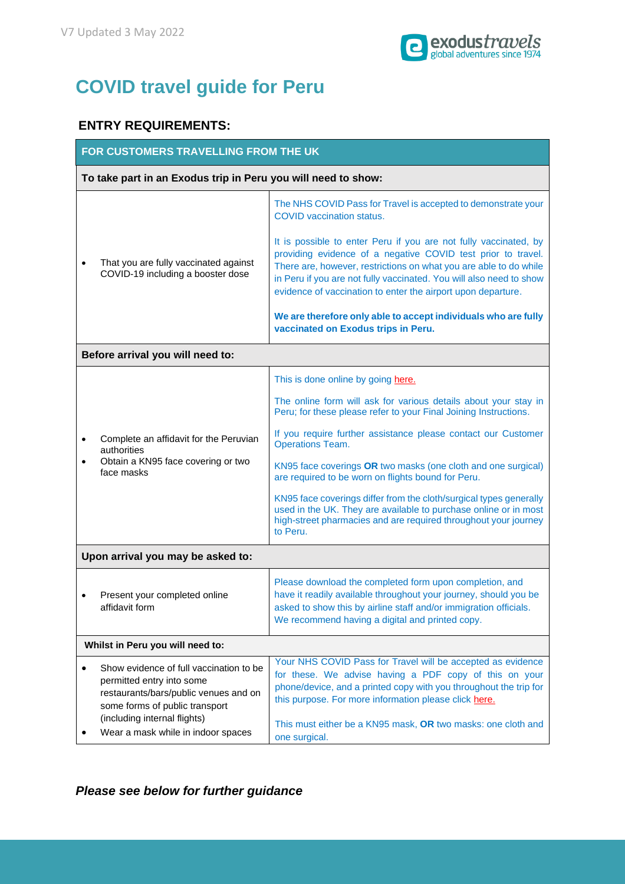V7 Updated 3 May 2022

# COVID travel guide for Peru

## ENTRY REQUIREMENTS:

| FOR CUSTOMERS TRAVELLING FROM THE UK | |
|---|---|
| **To take part in an Exodus trip in Peru you will need to show:** | |
| • That you are fully vaccinated against COVID-19 including a booster dose | The NHS COVID Pass for Travel is accepted to demonstrate your COVID vaccination status.<br><br>It is possible to enter Peru if you are not fully vaccinated, by providing evidence of a negative COVID test prior to travel. There are, however, restrictions on what you are able to do while in Peru if you are not fully vaccinated. You will also need to show evidence of vaccination to enter the airport upon departure.<br><br>**We are therefore only able to accept individuals who are fully vaccinated on Exodus trips in Peru.** |
| **Before arrival you will need to:** | |
| • Complete an affidavit for the Peruvian authorities<br>• Obtain a KN95 face covering or two face masks | This is done online by going here.<br><br>The online form will ask for various details about your stay in Peru; for these please refer to your Final Joining Instructions.<br><br>If you require further assistance please contact our Customer Operations Team.<br><br>KN95 face coverings **OR** two masks (one cloth and one surgical) are required to be worn on flights bound for Peru.<br><br>KN95 face coverings differ from the cloth/surgical types generally used in the UK. They are available to purchase online or in most high-street pharmacies and are required throughout your journey to Peru. |
| **Upon arrival you may be asked to:** | |
| • Present your completed online affidavit form | Please download the completed form upon completion, and have it readily available throughout your journey, should you be asked to show this by airline staff and/or immigration officials. We recommend having a digital and printed copy. |
| **Whilst in Peru you will need to:** | |
| • Show evidence of full vaccination to be permitted entry into some restaurants/bars/public venues and on some forms of public transport (including internal flights)<br>• Wear a mask while in indoor spaces | Your NHS COVID Pass for Travel will be accepted as evidence for these. We advise having a PDF copy of this on your phone/device, and a printed copy with you throughout the trip for this purpose. For more information please click here.<br><br>This must either be a KN95 mask, **OR** two masks: one cloth and one surgical. |

***Please see below for further guidance***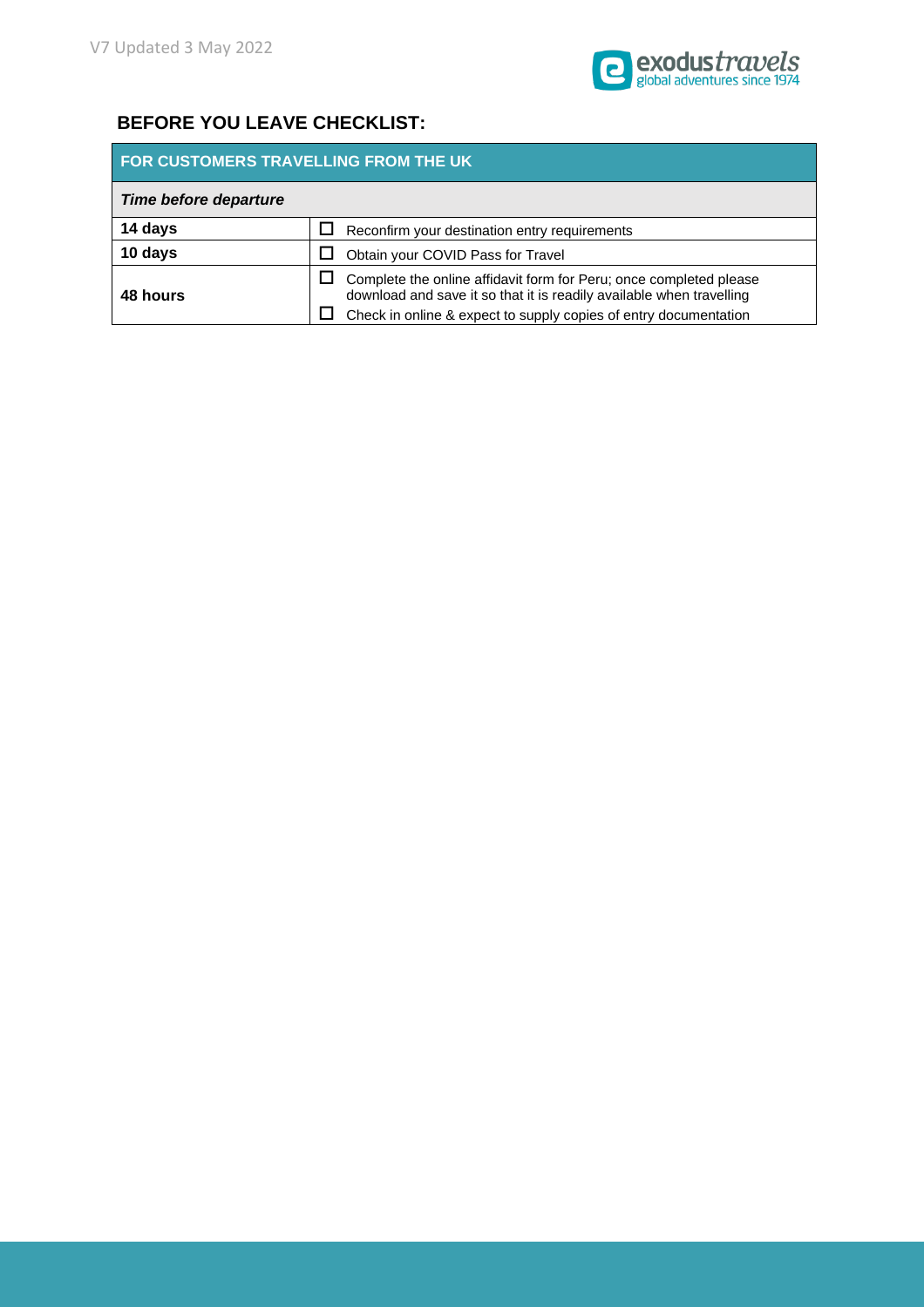## BEFORE YOU LEAVE CHECKLIST:

| FOR CUSTOMERS TRAVELLING FROM THE UK | |
|---|---|
| ***Time before departure*** | |
| **14 days** | ☐ Reconfirm your destination entry requirements |
| **10 days** | ☐ Obtain your COVID Pass for Travel |
| **48 hours** | ☐ Complete the online affidavit form for Peru; once completed please download and save it so that it is readily available when travelling<br>☐ Check in online & expect to supply copies of entry documentation |